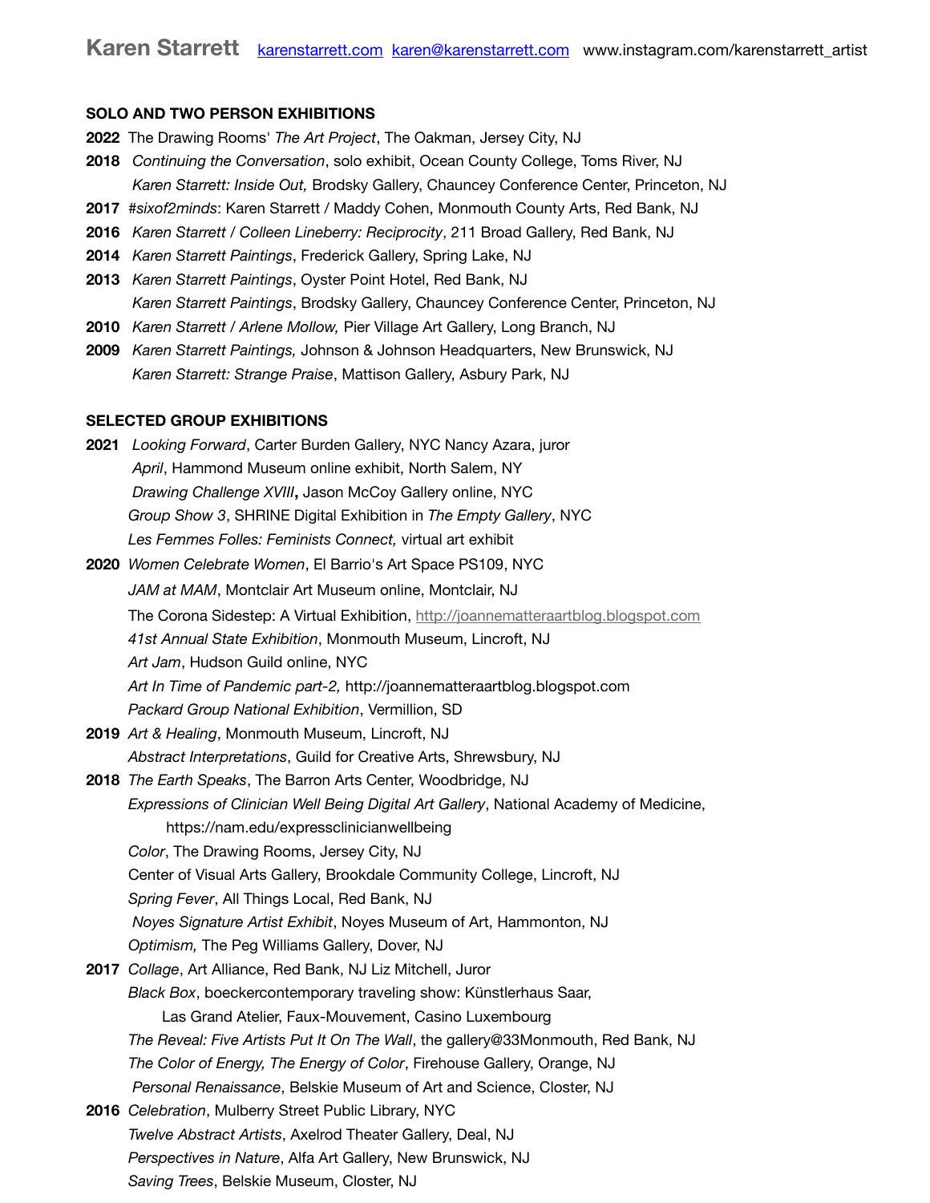# Karen Starrett

[karenstarrett.com](http://karenstarrett.com) [karen@karenstarrett.com](mailto:karen@karenstarrett.com) www.instagram.com/karenstarrett_artist

## SOLO AND TWO PERSON EXHIBITIONS

**2022** The Drawing Rooms' *The Art Project*, The Oakman, Jersey City, NJ

**2018** *Continuing the Conversation*, solo exhibit, Ocean County College, Toms River, NJ
*Karen Starrett: Inside Out,* Brodsky Gallery, Chauncey Conference Center, Princeton, NJ

**2017** *#sixof2minds*: Karen Starrett / Maddy Cohen, Monmouth County Arts, Red Bank, NJ

**2016** *Karen Starrett / Colleen Lineberry: Reciprocity*, 211 Broad Gallery, Red Bank, NJ

**2014** *Karen Starrett Paintings*, Frederick Gallery, Spring Lake, NJ

**2013** *Karen Starrett Paintings*, Oyster Point Hotel, Red Bank, NJ
*Karen Starrett Paintings*, Brodsky Gallery, Chauncey Conference Center, Princeton, NJ

**2010** *Karen Starrett / Arlene Mollow,* Pier Village Art Gallery, Long Branch, NJ

**2009** *Karen Starrett Paintings,* Johnson & Johnson Headquarters, New Brunswick, NJ
*Karen Starrett: Strange Praise*, Mattison Gallery, Asbury Park, NJ

## SELECTED GROUP EXHIBITIONS

**2021** *Looking Forward*, Carter Burden Gallery, NYC Nancy Azara, juror
*April*, Hammond Museum online exhibit, North Salem, NY
*Drawing Challenge XVIII***,** Jason McCoy Gallery online, NYC
*Group Show 3*, SHRINE Digital Exhibition in *The Empty Gallery*, NYC
*Les Femmes Folles: Feminists Connect,* virtual art exhibit

**2020** *Women Celebrate Women*, El Barrio's Art Space PS109, NYC
*JAM at MAM*, Montclair Art Museum online, Montclair, NJ
The Corona Sidestep: A Virtual Exhibition, [http://joannematteraartblog.blogspot.com](http://joannematteraartblog.blogspot.com)
*41st Annual State Exhibition*, Monmouth Museum, Lincroft, NJ
*Art Jam*, Hudson Guild online, NYC
*Art In Time of Pandemic part-2,* http://joannematteraartblog.blogspot.com
*Packard Group National Exhibition*, Vermillion, SD

**2019** *Art & Healing*, Monmouth Museum, Lincroft, NJ
*Abstract Interpretations*, Guild for Creative Arts, Shrewsbury, NJ

**2018** *The Earth Speaks*, The Barron Arts Center, Woodbridge, NJ
*Expressions of Clinician Well Being Digital Art Gallery*, National Academy of Medicine, https://nam.edu/expressclinicianwellbeing
*Color*, The Drawing Rooms, Jersey City, NJ
Center of Visual Arts Gallery, Brookdale Community College, Lincroft, NJ
*Spring Fever*, All Things Local, Red Bank, NJ
*Noyes Signature Artist Exhibit*, Noyes Museum of Art, Hammonton, NJ
*Optimism,* The Peg Williams Gallery, Dover, NJ

**2017** *Collage*, Art Alliance, Red Bank, NJ Liz Mitchell, Juror
*Black Box*, boeckercontemporary traveling show: Künstlerhaus Saar, Las Grand Atelier, Faux-Mouvement, Casino Luxembourg
*The Reveal: Five Artists Put It On The Wall*, the gallery@33Monmouth, Red Bank, NJ
*The Color of Energy, The Energy of Color*, Firehouse Gallery, Orange, NJ
*Personal Renaissance*, Belskie Museum of Art and Science, Closter, NJ

**2016** *Celebration*, Mulberry Street Public Library, NYC
*Twelve Abstract Artists*, Axelrod Theater Gallery, Deal, NJ
*Perspectives in Nature*, Alfa Art Gallery, New Brunswick, NJ
*Saving Trees*, Belskie Museum, Closter, NJ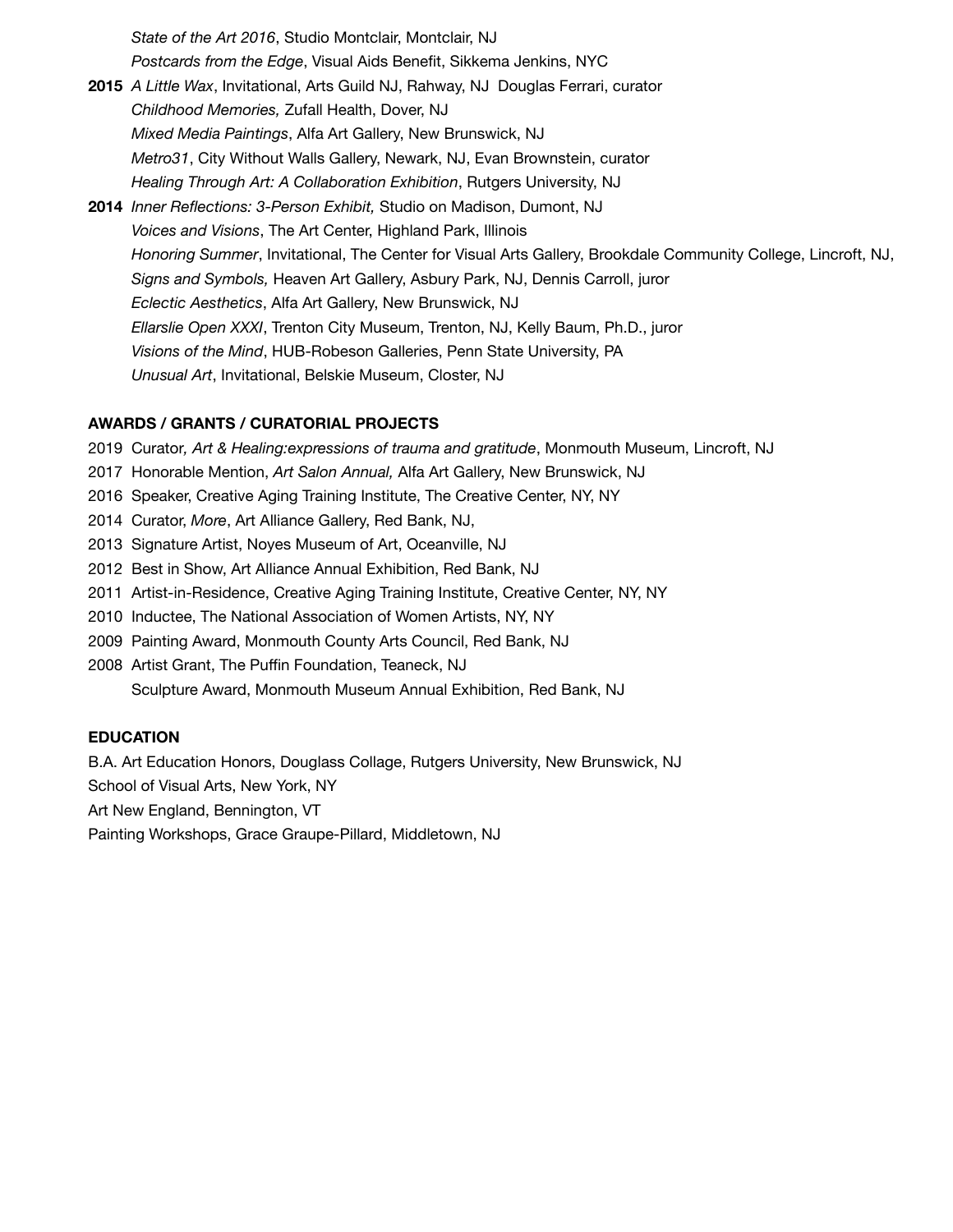*State of the Art 2016*, Studio Montclair, Montclair, NJ
*Postcards from the Edge*, Visual Aids Benefit, Sikkema Jenkins, NYC

**2015** *A Little Wax*, Invitational, Arts Guild NJ, Rahway, NJ Douglas Ferrari, curator
*Childhood Memories,* Zufall Health, Dover, NJ
*Mixed Media Paintings*, Alfa Art Gallery, New Brunswick, NJ
*Metro31*, City Without Walls Gallery, Newark, NJ, Evan Brownstein, curator
*Healing Through Art: A Collaboration Exhibition*, Rutgers University, NJ

**2014** *Inner Reflections: 3-Person Exhibit,* Studio on Madison, Dumont, NJ
*Voices and Visions*, The Art Center, Highland Park, Illinois
*Honoring Summer*, Invitational, The Center for Visual Arts Gallery, Brookdale Community College, Lincroft, NJ,
*Signs and Symbols,* Heaven Art Gallery, Asbury Park, NJ, Dennis Carroll, juror
*Eclectic Aesthetics*, Alfa Art Gallery, New Brunswick, NJ
*Ellarslie Open XXXI*, Trenton City Museum, Trenton, NJ, Kelly Baum, Ph.D., juror
*Visions of the Mind*, HUB-Robeson Galleries, Penn State University, PA
*Unusual Art*, Invitational, Belskie Museum, Closter, NJ

**AWARDS / GRANTS / CURATORIAL PROJECTS**

2019 Curator*, Art & Healing:expressions of trauma and gratitude*, Monmouth Museum, Lincroft, NJ
2017 Honorable Mention, *Art Salon Annual,* Alfa Art Gallery, New Brunswick, NJ
2016 Speaker, Creative Aging Training Institute, The Creative Center, NY, NY
2014 Curator, *More*, Art Alliance Gallery, Red Bank, NJ,
2013 Signature Artist, Noyes Museum of Art, Oceanville, NJ
2012 Best in Show, Art Alliance Annual Exhibition, Red Bank, NJ
2011 Artist-in-Residence, Creative Aging Training Institute, Creative Center, NY, NY
2010 Inductee, The National Association of Women Artists, NY, NY
2009 Painting Award, Monmouth County Arts Council, Red Bank, NJ
2008 Artist Grant, The Puffin Foundation, Teaneck, NJ
Sculpture Award, Monmouth Museum Annual Exhibition, Red Bank, NJ

**EDUCATION**

B.A. Art Education Honors, Douglass Collage, Rutgers University, New Brunswick, NJ
School of Visual Arts, New York, NY
Art New England, Bennington, VT
Painting Workshops, Grace Graupe-Pillard, Middletown, NJ